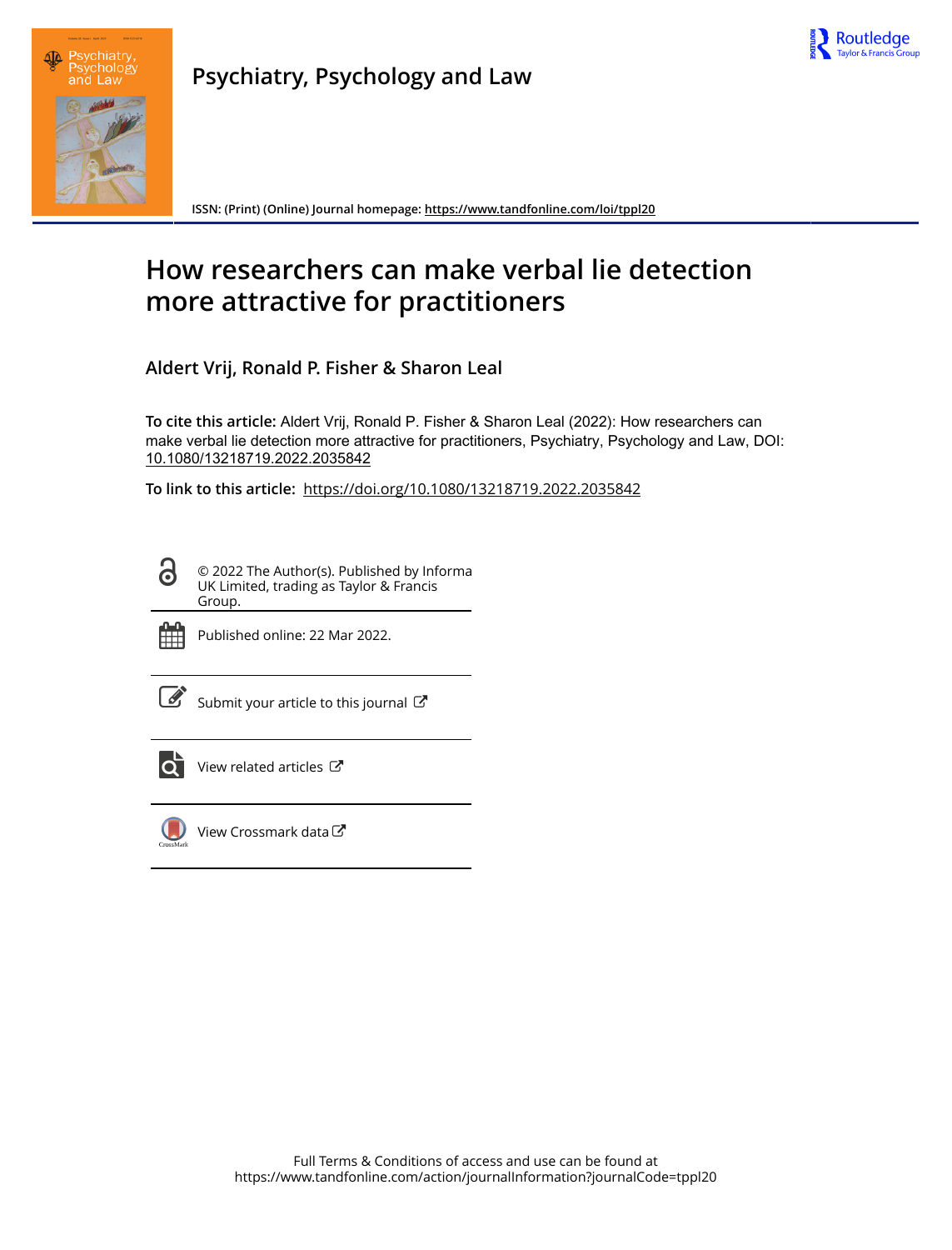Psychiatry, Psychology and Law

ISSN: (Print) (Online) Journal homepage: https://www.tandfonline.com/loi/tppl20

# How researchers can make verbal lie detection more attractive for practitioners

**Aldert Vrij, Ronald P. Fisher & Sharon Leal**

**To cite this article:** Aldert Vrij, Ronald P. Fisher & Sharon Leal (2022): How researchers can make verbal lie detection more attractive for practitioners, Psychiatry, Psychology and Law, DOI: 10.1080/13218719.2022.2035842

**To link to this article:** https://doi.org/10.1080/13218719.2022.2035842

© 2022 The Author(s). Published by Informa UK Limited, trading as Taylor & Francis Group.

Published online: 22 Mar 2022.

Submit your article to this journal

View related articles

View Crossmark data

Full Terms & Conditions of access and use can be found at https://www.tandfonline.com/action/journalInformation?journalCode=tppl20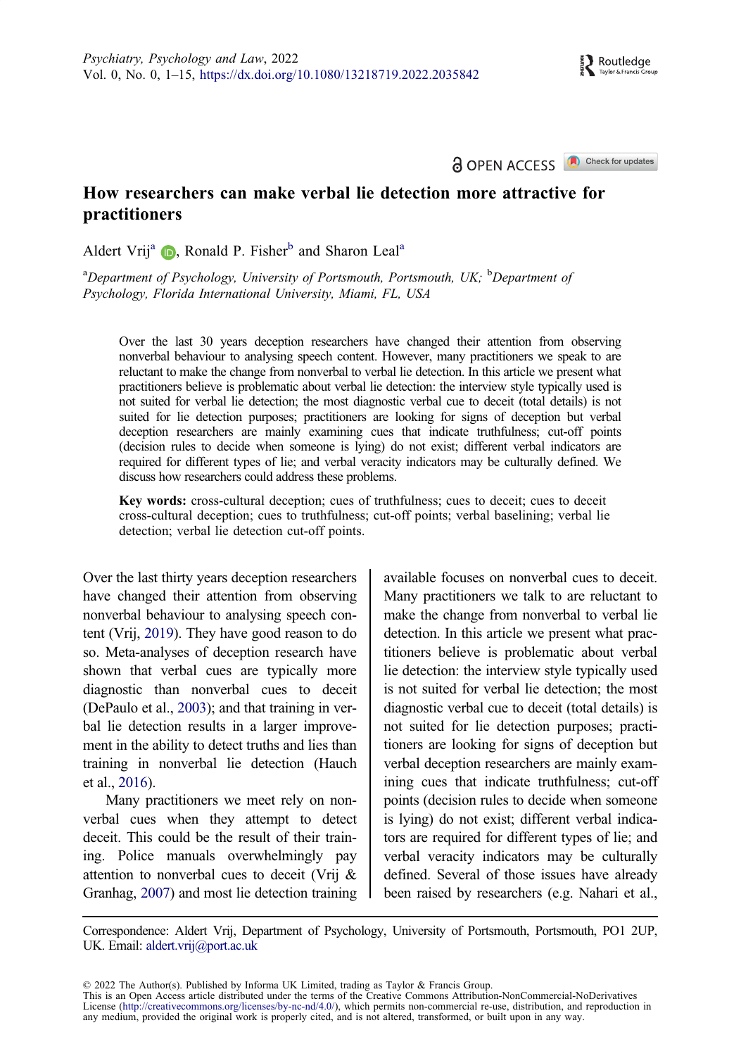# How researchers can make verbal lie detection more attractive for practitioners

Aldert Vrij[a], Ronald P. Fisher[b] and Sharon Leal[a]

[a]*Department of Psychology, University of Portsmouth, Portsmouth, UK;* [b]*Department of Psychology, Florida International University, Miami, FL, USA*

Over the last 30 years deception researchers have changed their attention from observing nonverbal behaviour to analysing speech content. However, many practitioners we speak to are reluctant to make the change from nonverbal to verbal lie detection. In this article we present what practitioners believe is problematic about verbal lie detection: the interview style typically used is not suited for verbal lie detection; the most diagnostic verbal cue to deceit (total details) is not suited for lie detection purposes; practitioners are looking for signs of deception but verbal deception researchers are mainly examining cues that indicate truthfulness; cut-off points (decision rules to decide when someone is lying) do not exist; different verbal indicators are required for different types of lie; and verbal veracity indicators may be culturally defined. We discuss how researchers could address these problems.

**Key words:** cross-cultural deception; cues of truthfulness; cues to deceit; cues to deceit cross-cultural deception; cues to truthfulness; cut-off points; verbal baselining; verbal lie detection; verbal lie detection cut-off points.

Over the last thirty years deception researchers have changed their attention from observing nonverbal behaviour to analysing speech content (Vrij, 2019). They have good reason to do so. Meta-analyses of deception research have shown that verbal cues are typically more diagnostic than nonverbal cues to deceit (DePaulo et al., 2003); and that training in verbal lie detection results in a larger improvement in the ability to detect truths and lies than training in nonverbal lie detection (Hauch et al., 2016).

Many practitioners we meet rely on nonverbal cues when they attempt to detect deceit. This could be the result of their training. Police manuals overwhelmingly pay attention to nonverbal cues to deceit (Vrij & Granhag, 2007) and most lie detection training available focuses on nonverbal cues to deceit. Many practitioners we talk to are reluctant to make the change from nonverbal to verbal lie detection. In this article we present what practitioners believe is problematic about verbal lie detection: the interview style typically used is not suited for verbal lie detection; the most diagnostic verbal cue to deceit (total details) is not suited for lie detection purposes; practitioners are looking for signs of deception but verbal deception researchers are mainly examining cues that indicate truthfulness; cut-off points (decision rules to decide when someone is lying) do not exist; different verbal indicators are required for different types of lie; and verbal veracity indicators may be culturally defined. Several of those issues have already been raised by researchers (e.g. Nahari et al.,

Correspondence: Aldert Vrij, Department of Psychology, University of Portsmouth, Portsmouth, PO1 2UP, UK. Email: aldert.vrij@port.ac.uk

© 2022 The Author(s). Published by Informa UK Limited, trading as Taylor & Francis Group.
This is an Open Access article distributed under the terms of the Creative Commons Attribution-NonCommercial-NoDerivatives License (http://creativecommons.org/licenses/by-nc-nd/4.0/), which permits non-commercial re-use, distribution, and reproduction in any medium, provided the original work is properly cited, and is not altered, transformed, or built upon in any way.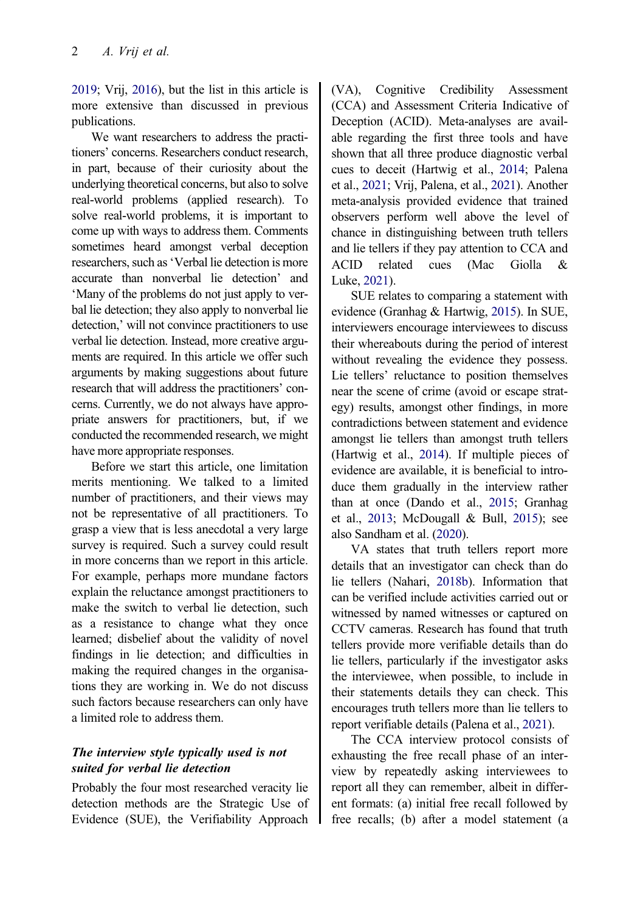2019; Vrij, 2016), but the list in this article is more extensive than discussed in previous publications.

We want researchers to address the practitioners' concerns. Researchers conduct research, in part, because of their curiosity about the underlying theoretical concerns, but also to solve real-world problems (applied research). To solve real-world problems, it is important to come up with ways to address them. Comments sometimes heard amongst verbal deception researchers, such as 'Verbal lie detection is more accurate than nonverbal lie detection' and 'Many of the problems do not just apply to verbal lie detection; they also apply to nonverbal lie detection,' will not convince practitioners to use verbal lie detection. Instead, more creative arguments are required. In this article we offer such arguments by making suggestions about future research that will address the practitioners' concerns. Currently, we do not always have appropriate answers for practitioners, but, if we conducted the recommended research, we might have more appropriate responses.

Before we start this article, one limitation merits mentioning. We talked to a limited number of practitioners, and their views may not be representative of all practitioners. To grasp a view that is less anecdotal a very large survey is required. Such a survey could result in more concerns than we report in this article. For example, perhaps more mundane factors explain the reluctance amongst practitioners to make the switch to verbal lie detection, such as a resistance to change what they once learned; disbelief about the validity of novel findings in lie detection; and difficulties in making the required changes in the organisations they are working in. We do not discuss such factors because researchers can only have a limited role to address them.

## *The interview style typically used is not suited for verbal lie detection*

Probably the four most researched veracity lie detection methods are the Strategic Use of Evidence (SUE), the Verifiability Approach (VA), Cognitive Credibility Assessment (CCA) and Assessment Criteria Indicative of Deception (ACID). Meta-analyses are available regarding the first three tools and have shown that all three produce diagnostic verbal cues to deceit (Hartwig et al., 2014; Palena et al., 2021; Vrij, Palena, et al., 2021). Another meta-analysis provided evidence that trained observers perform well above the level of chance in distinguishing between truth tellers and lie tellers if they pay attention to CCA and ACID related cues (Mac Giolla & Luke, 2021).

SUE relates to comparing a statement with evidence (Granhag & Hartwig, 2015). In SUE, interviewers encourage interviewees to discuss their whereabouts during the period of interest without revealing the evidence they possess. Lie tellers' reluctance to position themselves near the scene of crime (avoid or escape strategy) results, amongst other findings, in more contradictions between statement and evidence amongst lie tellers than amongst truth tellers (Hartwig et al., 2014). If multiple pieces of evidence are available, it is beneficial to introduce them gradually in the interview rather than at once (Dando et al., 2015; Granhag et al., 2013; McDougall & Bull, 2015); see also Sandham et al. (2020).

VA states that truth tellers report more details that an investigator can check than do lie tellers (Nahari, 2018b). Information that can be verified include activities carried out or witnessed by named witnesses or captured on CCTV cameras. Research has found that truth tellers provide more verifiable details than do lie tellers, particularly if the investigator asks the interviewee, when possible, to include in their statements details they can check. This encourages truth tellers more than lie tellers to report verifiable details (Palena et al., 2021).

The CCA interview protocol consists of exhausting the free recall phase of an interview by repeatedly asking interviewees to report all they can remember, albeit in different formats: (a) initial free recall followed by free recalls; (b) after a model statement (a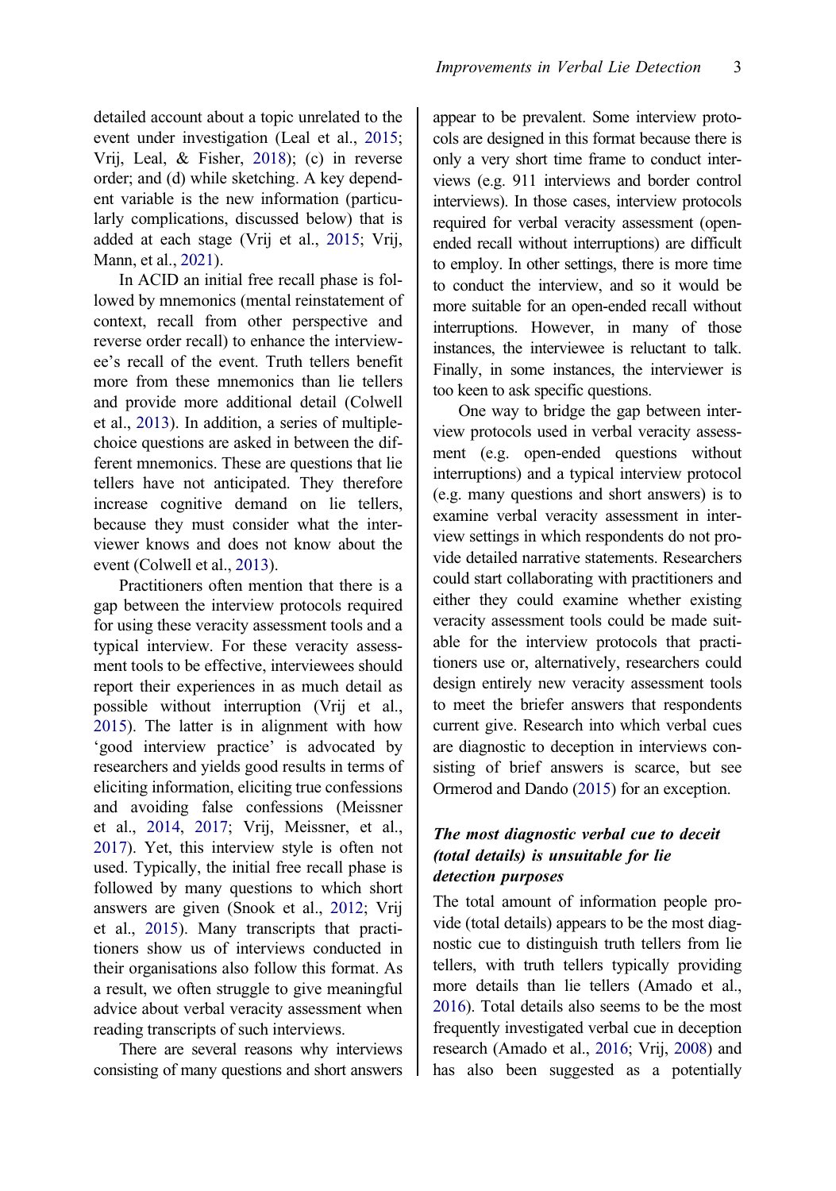detailed account about a topic unrelated to the event under investigation (Leal et al., 2015; Vrij, Leal, & Fisher, 2018); (c) in reverse order; and (d) while sketching. A key dependent variable is the new information (particularly complications, discussed below) that is added at each stage (Vrij et al., 2015; Vrij, Mann, et al., 2021).

In ACID an initial free recall phase is followed by mnemonics (mental reinstatement of context, recall from other perspective and reverse order recall) to enhance the interviewee's recall of the event. Truth tellers benefit more from these mnemonics than lie tellers and provide more additional detail (Colwell et al., 2013). In addition, a series of multiple-choice questions are asked in between the different mnemonics. These are questions that lie tellers have not anticipated. They therefore increase cognitive demand on lie tellers, because they must consider what the interviewer knows and does not know about the event (Colwell et al., 2013).

Practitioners often mention that there is a gap between the interview protocols required for using these veracity assessment tools and a typical interview. For these veracity assessment tools to be effective, interviewees should report their experiences in as much detail as possible without interruption (Vrij et al., 2015). The latter is in alignment with how 'good interview practice' is advocated by researchers and yields good results in terms of eliciting information, eliciting true confessions and avoiding false confessions (Meissner et al., 2014, 2017; Vrij, Meissner, et al., 2017). Yet, this interview style is often not used. Typically, the initial free recall phase is followed by many questions to which short answers are given (Snook et al., 2012; Vrij et al., 2015). Many transcripts that practitioners show us of interviews conducted in their organisations also follow this format. As a result, we often struggle to give meaningful advice about verbal veracity assessment when reading transcripts of such interviews.

There are several reasons why interviews consisting of many questions and short answers appear to be prevalent. Some interview protocols are designed in this format because there is only a very short time frame to conduct interviews (e.g. 911 interviews and border control interviews). In those cases, interview protocols required for verbal veracity assessment (open-ended recall without interruptions) are difficult to employ. In other settings, there is more time to conduct the interview, and so it would be more suitable for an open-ended recall without interruptions. However, in many of those instances, the interviewee is reluctant to talk. Finally, in some instances, the interviewer is too keen to ask specific questions.

One way to bridge the gap between interview protocols used in verbal veracity assessment (e.g. open-ended questions without interruptions) and a typical interview protocol (e.g. many questions and short answers) is to examine verbal veracity assessment in interview settings in which respondents do not provide detailed narrative statements. Researchers could start collaborating with practitioners and either they could examine whether existing veracity assessment tools could be made suitable for the interview protocols that practitioners use or, alternatively, researchers could design entirely new veracity assessment tools to meet the briefer answers that respondents current give. Research into which verbal cues are diagnostic to deception in interviews consisting of brief answers is scarce, but see Ormerod and Dando (2015) for an exception.

### *The most diagnostic verbal cue to deceit (total details) is unsuitable for lie detection purposes*

The total amount of information people provide (total details) appears to be the most diagnostic cue to distinguish truth tellers from lie tellers, with truth tellers typically providing more details than lie tellers (Amado et al., 2016). Total details also seems to be the most frequently investigated verbal cue in deception research (Amado et al., 2016; Vrij, 2008) and has also been suggested as a potentially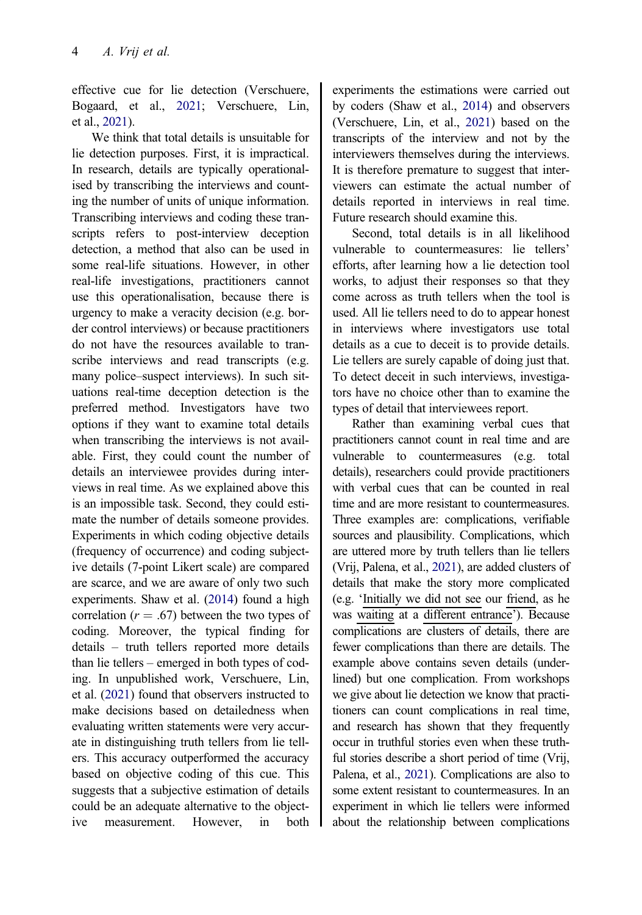effective cue for lie detection (Verschuere, Bogaard, et al., 2021; Verschuere, Lin, et al., 2021).

We think that total details is unsuitable for lie detection purposes. First, it is impractical. In research, details are typically operationalised by transcribing the interviews and counting the number of units of unique information. Transcribing interviews and coding these transcripts refers to post-interview deception detection, a method that also can be used in some real-life situations. However, in other real-life investigations, practitioners cannot use this operationalisation, because there is urgency to make a veracity decision (e.g. border control interviews) or because practitioners do not have the resources available to transcribe interviews and read transcripts (e.g. many police–suspect interviews). In such situations real-time deception detection is the preferred method. Investigators have two options if they want to examine total details when transcribing the interviews is not available. First, they could count the number of details an interviewee provides during interviews in real time. As we explained above this is an impossible task. Second, they could estimate the number of details someone provides. Experiments in which coding objective details (frequency of occurrence) and coding subjective details (7-point Likert scale) are compared are scarce, and we are aware of only two such experiments. Shaw et al. (2014) found a high correlation ($r = .67$) between the two types of coding. Moreover, the typical finding for details – truth tellers reported more details than lie tellers – emerged in both types of coding. In unpublished work, Verschuere, Lin, et al. (2021) found that observers instructed to make decisions based on detailedness when evaluating written statements were very accurate in distinguishing truth tellers from lie tellers. This accuracy outperformed the accuracy based on objective coding of this cue. This suggests that a subjective estimation of details could be an adequate alternative to the objective measurement. However, in both experiments the estimations were carried out by coders (Shaw et al., 2014) and observers (Verschuere, Lin, et al., 2021) based on the transcripts of the interview and not by the interviewers themselves during the interviews. It is therefore premature to suggest that interviewers can estimate the actual number of details reported in interviews in real time. Future research should examine this.

Second, total details is in all likelihood vulnerable to countermeasures: lie tellers' efforts, after learning how a lie detection tool works, to adjust their responses so that they come across as truth tellers when the tool is used. All lie tellers need to do to appear honest in interviews where investigators use total details as a cue to deceit is to provide details. Lie tellers are surely capable of doing just that. To detect deceit in such interviews, investigators have no choice other than to examine the types of detail that interviewees report.

Rather than examining verbal cues that practitioners cannot count in real time and are vulnerable to countermeasures (e.g. total details), researchers could provide practitioners with verbal cues that can be counted in real time and are more resistant to countermeasures. Three examples are: complications, verifiable sources and plausibility. Complications, which are uttered more by truth tellers than lie tellers (Vrij, Palena, et al., 2021), are added clusters of details that make the story more complicated (e.g. '<u>Initially</u> <u>we</u> <u>did not see</u> our <u>friend</u>, as he was <u>waiting</u> at a <u>different</u> <u>entrance</u>'). Because complications are clusters of details, there are fewer complications than there are details. The example above contains seven details (underlined) but one complication. From workshops we give about lie detection we know that practitioners can count complications in real time, and research has shown that they frequently occur in truthful stories even when these truthful stories describe a short period of time (Vrij, Palena, et al., 2021). Complications are also to some extent resistant to countermeasures. In an experiment in which lie tellers were informed about the relationship between complications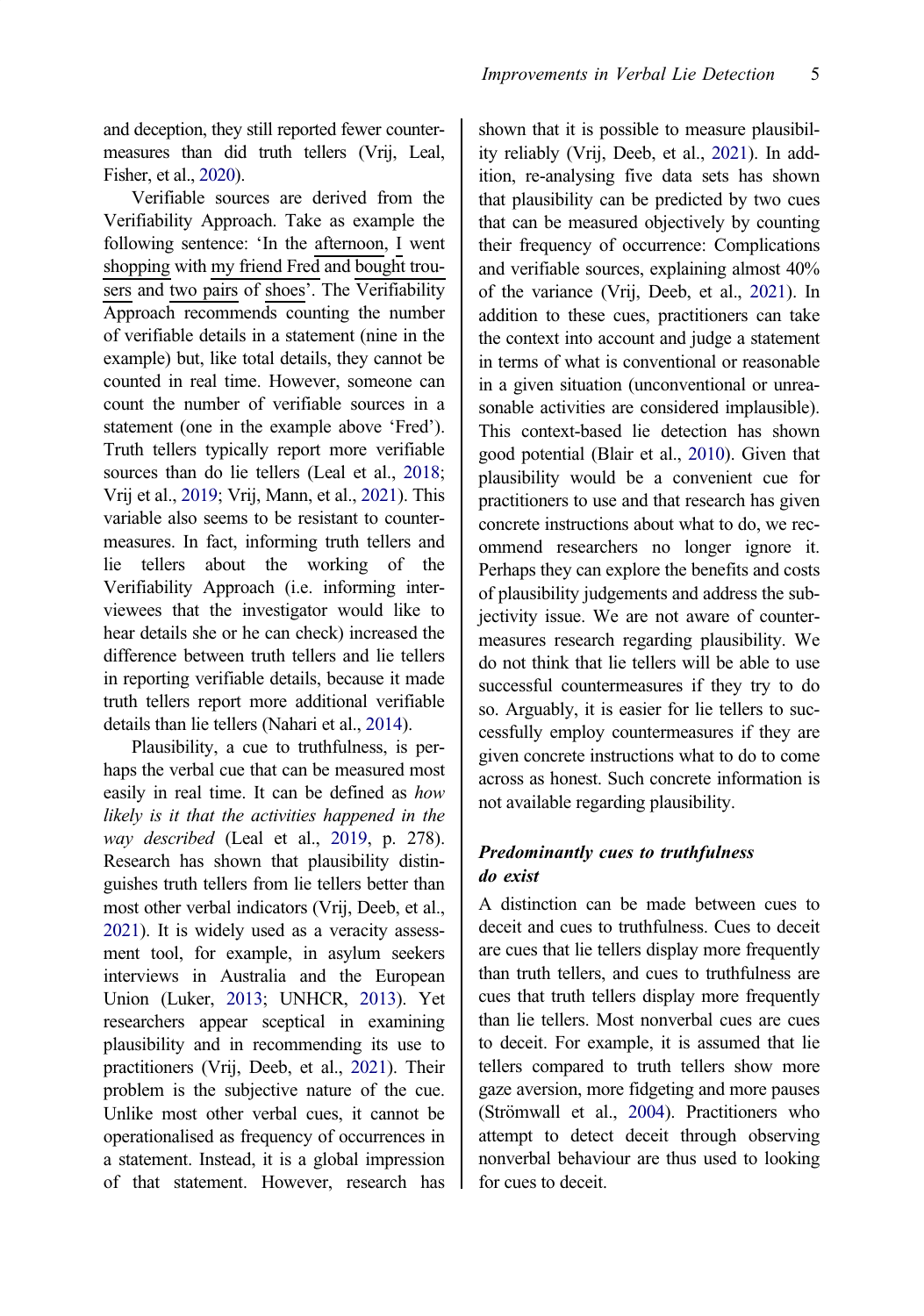and deception, they still reported fewer countermeasures than did truth tellers (Vrij, Leal, Fisher, et al., 2020).

Verifiable sources are derived from the Verifiability Approach. Take as example the following sentence: 'In the afternoon, I went shopping with my friend Fred and bought trousers and two pairs of shoes'. The Verifiability Approach recommends counting the number of verifiable details in a statement (nine in the example) but, like total details, they cannot be counted in real time. However, someone can count the number of verifiable sources in a statement (one in the example above 'Fred'). Truth tellers typically report more verifiable sources than do lie tellers (Leal et al., 2018; Vrij et al., 2019; Vrij, Mann, et al., 2021). This variable also seems to be resistant to countermeasures. In fact, informing truth tellers and lie tellers about the working of the Verifiability Approach (i.e. informing interviewees that the investigator would like to hear details she or he can check) increased the difference between truth tellers and lie tellers in reporting verifiable details, because it made truth tellers report more additional verifiable details than lie tellers (Nahari et al., 2014).

Plausibility, a cue to truthfulness, is perhaps the verbal cue that can be measured most easily in real time. It can be defined as *how likely is it that the activities happened in the way described* (Leal et al., 2019, p. 278). Research has shown that plausibility distinguishes truth tellers from lie tellers better than most other verbal indicators (Vrij, Deeb, et al., 2021). It is widely used as a veracity assessment tool, for example, in asylum seekers interviews in Australia and the European Union (Luker, 2013; UNHCR, 2013). Yet researchers appear sceptical in examining plausibility and in recommending its use to practitioners (Vrij, Deeb, et al., 2021). Their problem is the subjective nature of the cue. Unlike most other verbal cues, it cannot be operationalised as frequency of occurrences in a statement. Instead, it is a global impression of that statement. However, research has shown that it is possible to measure plausibility reliably (Vrij, Deeb, et al., 2021). In addition, re-analysing five data sets has shown that plausibility can be predicted by two cues that can be measured objectively by counting their frequency of occurrence: Complications and verifiable sources, explaining almost 40% of the variance (Vrij, Deeb, et al., 2021). In addition to these cues, practitioners can take the context into account and judge a statement in terms of what is conventional or reasonable in a given situation (unconventional or unreasonable activities are considered implausible). This context-based lie detection has shown good potential (Blair et al., 2010). Given that plausibility would be a convenient cue for practitioners to use and that research has given concrete instructions about what to do, we recommend researchers no longer ignore it. Perhaps they can explore the benefits and costs of plausibility judgements and address the subjectivity issue. We are not aware of countermeasures research regarding plausibility. We do not think that lie tellers will be able to use successful countermeasures if they try to do so. Arguably, it is easier for lie tellers to successfully employ countermeasures if they are given concrete instructions what to do to come across as honest. Such concrete information is not available regarding plausibility.

### *Predominantly cues to truthfulness do exist*

A distinction can be made between cues to deceit and cues to truthfulness. Cues to deceit are cues that lie tellers display more frequently than truth tellers, and cues to truthfulness are cues that truth tellers display more frequently than lie tellers. Most nonverbal cues are cues to deceit. For example, it is assumed that lie tellers compared to truth tellers show more gaze aversion, more fidgeting and more pauses (Strömwall et al., 2004). Practitioners who attempt to detect deceit through observing nonverbal behaviour are thus used to looking for cues to deceit.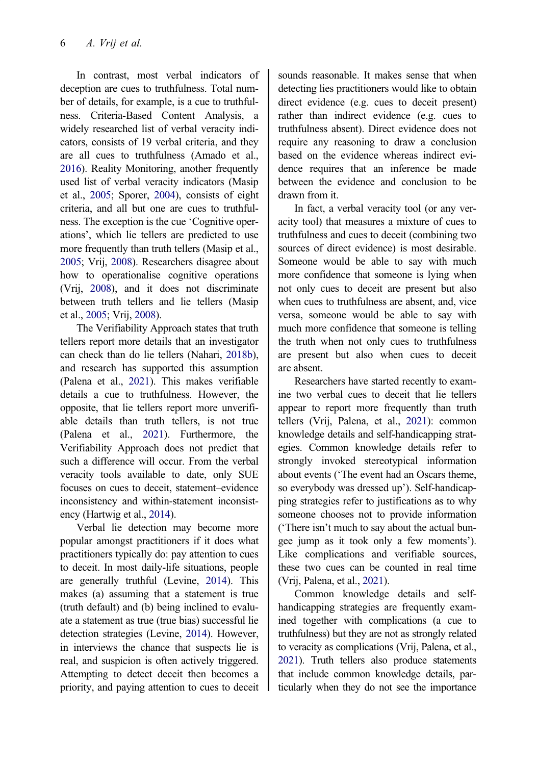In contrast, most verbal indicators of deception are cues to truthfulness. Total number of details, for example, is a cue to truthfulness. Criteria-Based Content Analysis, a widely researched list of verbal veracity indicators, consists of 19 verbal criteria, and they are all cues to truthfulness (Amado et al., 2016). Reality Monitoring, another frequently used list of verbal veracity indicators (Masip et al., 2005; Sporer, 2004), consists of eight criteria, and all but one are cues to truthfulness. The exception is the cue 'Cognitive operations', which lie tellers are predicted to use more frequently than truth tellers (Masip et al., 2005; Vrij, 2008). Researchers disagree about how to operationalise cognitive operations (Vrij, 2008), and it does not discriminate between truth tellers and lie tellers (Masip et al., 2005; Vrij, 2008).

The Verifiability Approach states that truth tellers report more details that an investigator can check than do lie tellers (Nahari, 2018b), and research has supported this assumption (Palena et al., 2021). This makes verifiable details a cue to truthfulness. However, the opposite, that lie tellers report more unverifiable details than truth tellers, is not true (Palena et al., 2021). Furthermore, the Verifiability Approach does not predict that such a difference will occur. From the verbal veracity tools available to date, only SUE focuses on cues to deceit, statement–evidence inconsistency and within-statement inconsistency (Hartwig et al., 2014).

Verbal lie detection may become more popular amongst practitioners if it does what practitioners typically do: pay attention to cues to deceit. In most daily-life situations, people are generally truthful (Levine, 2014). This makes (a) assuming that a statement is true (truth default) and (b) being inclined to evaluate a statement as true (true bias) successful lie detection strategies (Levine, 2014). However, in interviews the chance that suspects lie is real, and suspicion is often actively triggered. Attempting to detect deceit then becomes a priority, and paying attention to cues to deceit sounds reasonable. It makes sense that when detecting lies practitioners would like to obtain direct evidence (e.g. cues to deceit present) rather than indirect evidence (e.g. cues to truthfulness absent). Direct evidence does not require any reasoning to draw a conclusion based on the evidence whereas indirect evidence requires that an inference be made between the evidence and conclusion to be drawn from it.

In fact, a verbal veracity tool (or any veracity tool) that measures a mixture of cues to truthfulness and cues to deceit (combining two sources of direct evidence) is most desirable. Someone would be able to say with much more confidence that someone is lying when not only cues to deceit are present but also when cues to truthfulness are absent, and, vice versa, someone would be able to say with much more confidence that someone is telling the truth when not only cues to truthfulness are present but also when cues to deceit are absent.

Researchers have started recently to examine two verbal cues to deceit that lie tellers appear to report more frequently than truth tellers (Vrij, Palena, et al., 2021): common knowledge details and self-handicapping strategies. Common knowledge details refer to strongly invoked stereotypical information about events ('The event had an Oscars theme, so everybody was dressed up'). Self-handicapping strategies refer to justifications as to why someone chooses not to provide information ('There isn't much to say about the actual bungee jump as it took only a few moments'). Like complications and verifiable sources, these two cues can be counted in real time (Vrij, Palena, et al., 2021).

Common knowledge details and self-handicapping strategies are frequently examined together with complications (a cue to truthfulness) but they are not as strongly related to veracity as complications (Vrij, Palena, et al., 2021). Truth tellers also produce statements that include common knowledge details, particularly when they do not see the importance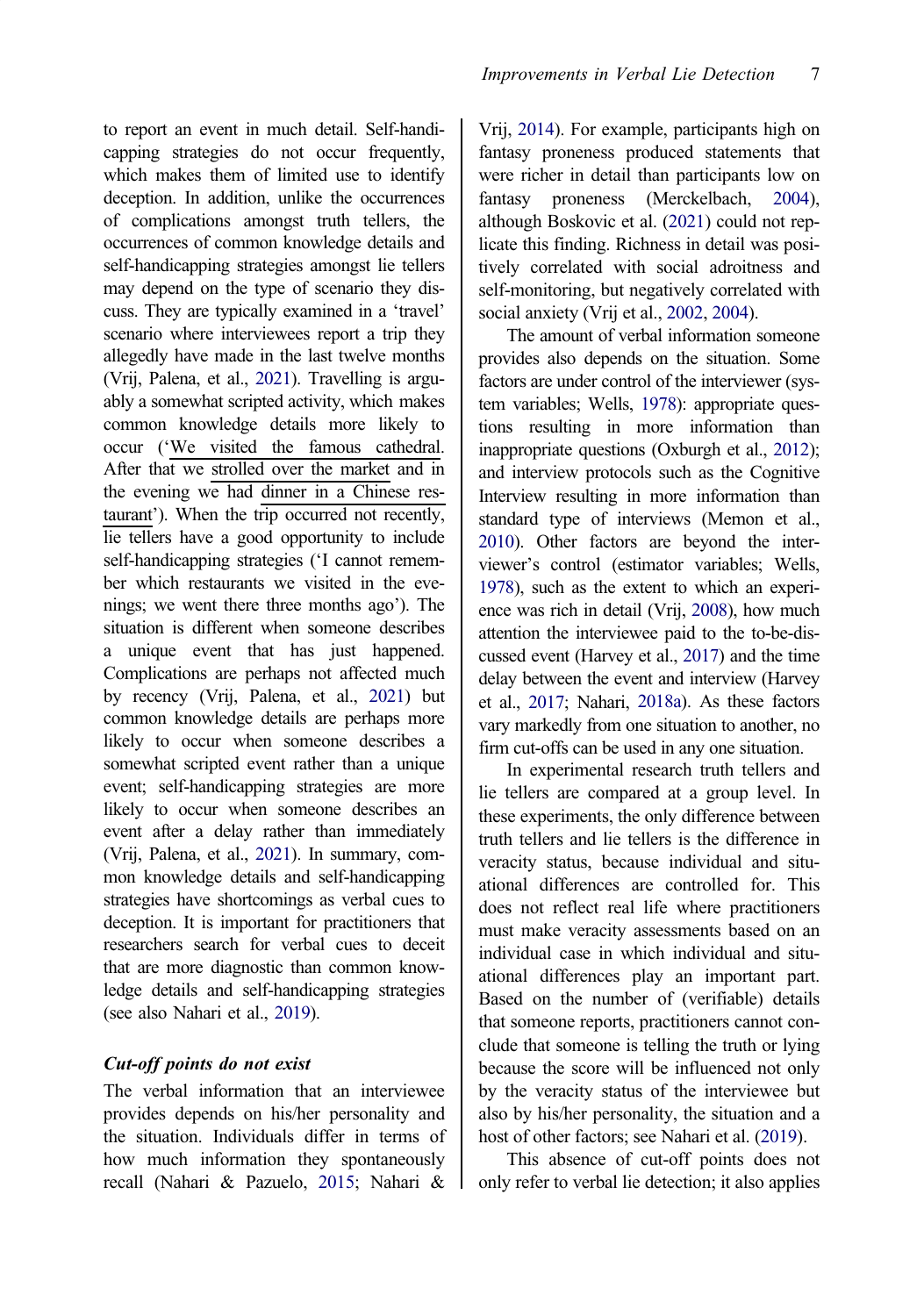to report an event in much detail. Self-handicapping strategies do not occur frequently, which makes them of limited use to identify deception. In addition, unlike the occurrences of complications amongst truth tellers, the occurrences of common knowledge details and self-handicapping strategies amongst lie tellers may depend on the type of scenario they discuss. They are typically examined in a 'travel' scenario where interviewees report a trip they allegedly have made in the last twelve months (Vrij, Palena, et al., 2021). Travelling is arguably a somewhat scripted activity, which makes common knowledge details more likely to occur ('We visited the famous cathedral. After that we strolled over the market and in the evening we had dinner in a Chinese restaurant'). When the trip occurred not recently, lie tellers have a good opportunity to include self-handicapping strategies ('I cannot remember which restaurants we visited in the evenings; we went there three months ago'). The situation is different when someone describes a unique event that has just happened. Complications are perhaps not affected much by recency (Vrij, Palena, et al., 2021) but common knowledge details are perhaps more likely to occur when someone describes a somewhat scripted event rather than a unique event; self-handicapping strategies are more likely to occur when someone describes an event after a delay rather than immediately (Vrij, Palena, et al., 2021). In summary, common knowledge details and self-handicapping strategies have shortcomings as verbal cues to deception. It is important for practitioners that researchers search for verbal cues to deceit that are more diagnostic than common knowledge details and self-handicapping strategies (see also Nahari et al., 2019).

### *Cut-off points do not exist*

The verbal information that an interviewee provides depends on his/her personality and the situation. Individuals differ in terms of how much information they spontaneously recall (Nahari & Pazuelo, 2015; Nahari & Vrij, 2014). For example, participants high on fantasy proneness produced statements that were richer in detail than participants low on fantasy proneness (Merckelbach, 2004), although Boskovic et al. (2021) could not replicate this finding. Richness in detail was positively correlated with social adroitness and self-monitoring, but negatively correlated with social anxiety (Vrij et al., 2002, 2004).

The amount of verbal information someone provides also depends on the situation. Some factors are under control of the interviewer (system variables; Wells, 1978): appropriate questions resulting in more information than inappropriate questions (Oxburgh et al., 2012); and interview protocols such as the Cognitive Interview resulting in more information than standard type of interviews (Memon et al., 2010). Other factors are beyond the interviewer's control (estimator variables; Wells, 1978), such as the extent to which an experience was rich in detail (Vrij, 2008), how much attention the interviewee paid to the to-be-discussed event (Harvey et al., 2017) and the time delay between the event and interview (Harvey et al., 2017; Nahari, 2018a). As these factors vary markedly from one situation to another, no firm cut-offs can be used in any one situation.

In experimental research truth tellers and lie tellers are compared at a group level. In these experiments, the only difference between truth tellers and lie tellers is the difference in veracity status, because individual and situational differences are controlled for. This does not reflect real life where practitioners must make veracity assessments based on an individual case in which individual and situational differences play an important part. Based on the number of (verifiable) details that someone reports, practitioners cannot conclude that someone is telling the truth or lying because the score will be influenced not only by the veracity status of the interviewee but also by his/her personality, the situation and a host of other factors; see Nahari et al. (2019).

This absence of cut-off points does not only refer to verbal lie detection; it also applies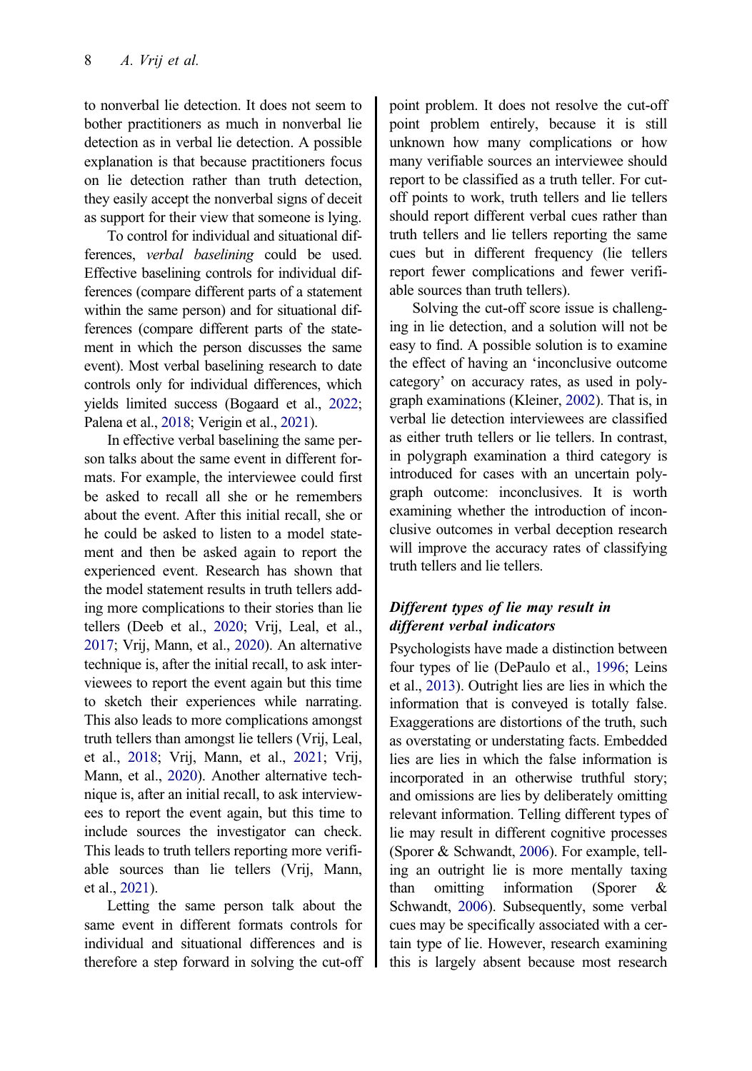to nonverbal lie detection. It does not seem to bother practitioners as much in nonverbal lie detection as in verbal lie detection. A possible explanation is that because practitioners focus on lie detection rather than truth detection, they easily accept the nonverbal signs of deceit as support for their view that someone is lying.

To control for individual and situational differences, *verbal baselining* could be used. Effective baselining controls for individual differences (compare different parts of a statement within the same person) and for situational differences (compare different parts of the statement in which the person discusses the same event). Most verbal baselining research to date controls only for individual differences, which yields limited success (Bogaard et al., 2022; Palena et al., 2018; Verigin et al., 2021).

In effective verbal baselining the same person talks about the same event in different formats. For example, the interviewee could first be asked to recall all she or he remembers about the event. After this initial recall, she or he could be asked to listen to a model statement and then be asked again to report the experienced event. Research has shown that the model statement results in truth tellers adding more complications to their stories than lie tellers (Deeb et al., 2020; Vrij, Leal, et al., 2017; Vrij, Mann, et al., 2020). An alternative technique is, after the initial recall, to ask interviewees to report the event again but this time to sketch their experiences while narrating. This also leads to more complications amongst truth tellers than amongst lie tellers (Vrij, Leal, et al., 2018; Vrij, Mann, et al., 2021; Vrij, Mann, et al., 2020). Another alternative technique is, after an initial recall, to ask interviewees to report the event again, but this time to include sources the investigator can check. This leads to truth tellers reporting more verifiable sources than lie tellers (Vrij, Mann, et al., 2021).

Letting the same person talk about the same event in different formats controls for individual and situational differences and is therefore a step forward in solving the cut-off point problem. It does not resolve the cut-off point problem entirely, because it is still unknown how many complications or how many verifiable sources an interviewee should report to be classified as a truth teller. For cut-off points to work, truth tellers and lie tellers should report different verbal cues rather than truth tellers and lie tellers reporting the same cues but in different frequency (lie tellers report fewer complications and fewer verifiable sources than truth tellers).

Solving the cut-off score issue is challenging in lie detection, and a solution will not be easy to find. A possible solution is to examine the effect of having an 'inconclusive outcome category' on accuracy rates, as used in polygraph examinations (Kleiner, 2002). That is, in verbal lie detection interviewees are classified as either truth tellers or lie tellers. In contrast, in polygraph examination a third category is introduced for cases with an uncertain polygraph outcome: inconclusives. It is worth examining whether the introduction of inconclusive outcomes in verbal deception research will improve the accuracy rates of classifying truth tellers and lie tellers.

### *Different types of lie may result in different verbal indicators*

Psychologists have made a distinction between four types of lie (DePaulo et al., 1996; Leins et al., 2013). Outright lies are lies in which the information that is conveyed is totally false. Exaggerations are distortions of the truth, such as overstating or understating facts. Embedded lies are lies in which the false information is incorporated in an otherwise truthful story; and omissions are lies by deliberately omitting relevant information. Telling different types of lie may result in different cognitive processes (Sporer & Schwandt, 2006). For example, telling an outright lie is more mentally taxing than omitting information (Sporer & Schwandt, 2006). Subsequently, some verbal cues may be specifically associated with a certain type of lie. However, research examining this is largely absent because most research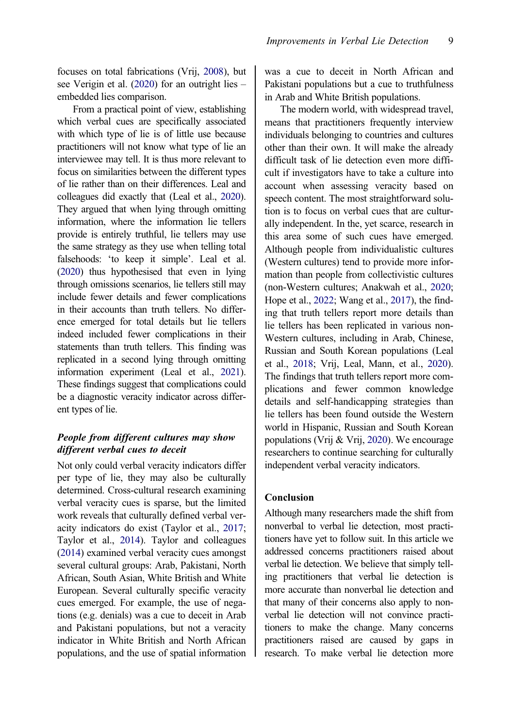focuses on total fabrications (Vrij, 2008), but see Verigin et al. (2020) for an outright lies – embedded lies comparison.

From a practical point of view, establishing which verbal cues are specifically associated with which type of lie is of little use because practitioners will not know what type of lie an interviewee may tell. It is thus more relevant to focus on similarities between the different types of lie rather than on their differences. Leal and colleagues did exactly that (Leal et al., 2020). They argued that when lying through omitting information, where the information lie tellers provide is entirely truthful, lie tellers may use the same strategy as they use when telling total falsehoods: 'to keep it simple'. Leal et al. (2020) thus hypothesised that even in lying through omissions scenarios, lie tellers still may include fewer details and fewer complications in their accounts than truth tellers. No difference emerged for total details but lie tellers indeed included fewer complications in their statements than truth tellers. This finding was replicated in a second lying through omitting information experiment (Leal et al., 2021). These findings suggest that complications could be a diagnostic veracity indicator across different types of lie.

### *People from different cultures may show different verbal cues to deceit*

Not only could verbal veracity indicators differ per type of lie, they may also be culturally determined. Cross-cultural research examining verbal veracity cues is sparse, but the limited work reveals that culturally defined verbal veracity indicators do exist (Taylor et al., 2017; Taylor et al., 2014). Taylor and colleagues (2014) examined verbal veracity cues amongst several cultural groups: Arab, Pakistani, North African, South Asian, White British and White European. Several culturally specific veracity cues emerged. For example, the use of negations (e.g. denials) was a cue to deceit in Arab and Pakistani populations, but not a veracity indicator in White British and North African populations, and the use of spatial information was a cue to deceit in North African and Pakistani populations but a cue to truthfulness in Arab and White British populations.

The modern world, with widespread travel, means that practitioners frequently interview individuals belonging to countries and cultures other than their own. It will make the already difficult task of lie detection even more difficult if investigators have to take a culture into account when assessing veracity based on speech content. The most straightforward solution is to focus on verbal cues that are culturally independent. In the, yet scarce, research in this area some of such cues have emerged. Although people from individualistic cultures (Western cultures) tend to provide more information than people from collectivistic cultures (non-Western cultures; Anakwah et al., 2020; Hope et al., 2022; Wang et al., 2017), the finding that truth tellers report more details than lie tellers has been replicated in various non-Western cultures, including in Arab, Chinese, Russian and South Korean populations (Leal et al., 2018; Vrij, Leal, Mann, et al., 2020). The findings that truth tellers report more complications and fewer common knowledge details and self-handicapping strategies than lie tellers has been found outside the Western world in Hispanic, Russian and South Korean populations (Vrij & Vrij, 2020). We encourage researchers to continue searching for culturally independent verbal veracity indicators.

## Conclusion

Although many researchers made the shift from nonverbal to verbal lie detection, most practitioners have yet to follow suit. In this article we addressed concerns practitioners raised about verbal lie detection. We believe that simply telling practitioners that verbal lie detection is more accurate than nonverbal lie detection and that many of their concerns also apply to nonverbal lie detection will not convince practitioners to make the change. Many concerns practitioners raised are caused by gaps in research. To make verbal lie detection more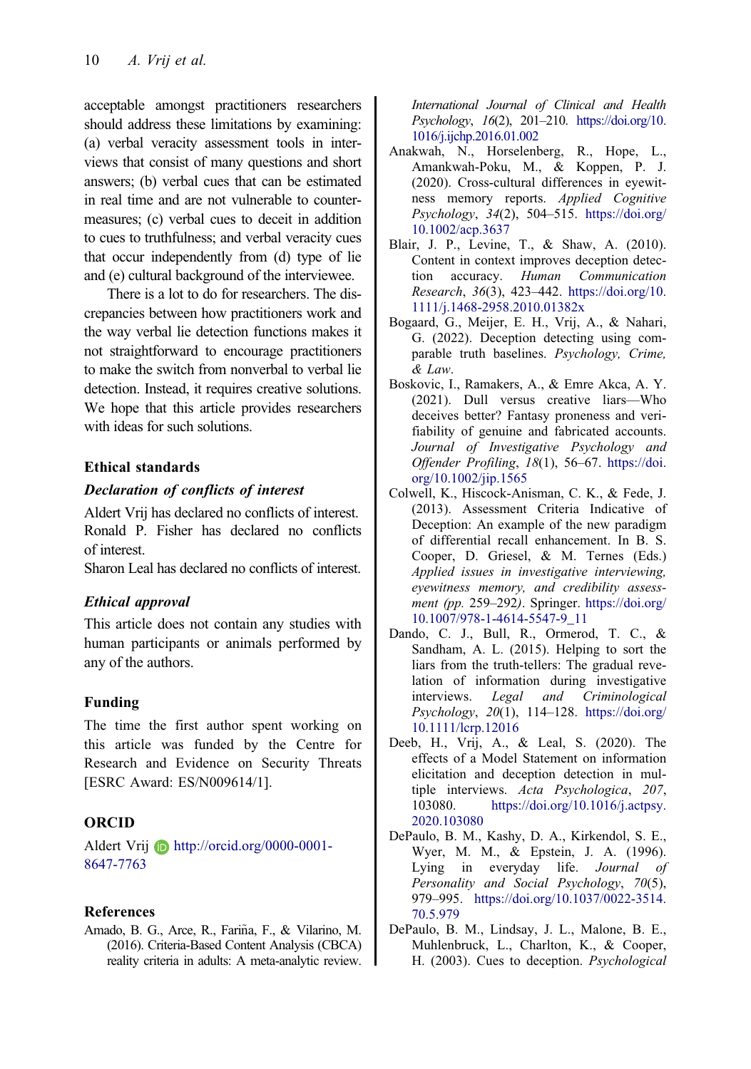acceptable amongst practitioners researchers should address these limitations by examining: (a) verbal veracity assessment tools in interviews that consist of many questions and short answers; (b) verbal cues that can be estimated in real time and are not vulnerable to countermeasures; (c) verbal cues to deceit in addition to cues to truthfulness; and verbal veracity cues that occur independently from (d) type of lie and (e) cultural background of the interviewee.

There is a lot to do for researchers. The discrepancies between how practitioners work and the way verbal lie detection functions makes it not straightforward to encourage practitioners to make the switch from nonverbal to verbal lie detection. Instead, it requires creative solutions. We hope that this article provides researchers with ideas for such solutions.

## Ethical standards

### *Declaration of conflicts of interest*

Aldert Vrij has declared no conflicts of interest.
Ronald P. Fisher has declared no conflicts of interest.
Sharon Leal has declared no conflicts of interest.

### *Ethical approval*

This article does not contain any studies with human participants or animals performed by any of the authors.

## Funding

The time the first author spent working on this article was funded by the Centre for Research and Evidence on Security Threats [ESRC Award: ES/N009614/1].

## ORCID

Aldert Vrij http://orcid.org/0000-0001-8647-7763

## References

Amado, B. G., Arce, R., Fariña, F., & Vilarino, M. (2016). Criteria-Based Content Analysis (CBCA) reality criteria in adults: A meta-analytic review. *International Journal of Clinical and Health Psychology*, *16*(2), 201–210. https://doi.org/10.1016/j.ijchp.2016.01.002

Anakwah, N., Horselenberg, R., Hope, L., Amankwah-Poku, M., & Koppen, P. J. (2020). Cross-cultural differences in eyewitness memory reports. *Applied Cognitive Psychology*, *34*(2), 504–515. https://doi.org/10.1002/acp.3637

Blair, J. P., Levine, T., & Shaw, A. (2010). Content in context improves deception detection accuracy. *Human Communication Research*, *36*(3), 423–442. https://doi.org/10.1111/j.1468-2958.2010.01382x

Bogaard, G., Meijer, E. H., Vrij, A., & Nahari, G. (2022). Deception detecting using comparable truth baselines. *Psychology, Crime, & Law*.

Boskovic, I., Ramakers, A., & Emre Akca, A. Y. (2021). Dull versus creative liars—Who deceives better? Fantasy proneness and verifiability of genuine and fabricated accounts. *Journal of Investigative Psychology and Offender Profiling*, *18*(1), 56–67. https://doi.org/10.1002/jip.1565

Colwell, K., Hiscock-Anisman, C. K., & Fede, J. (2013). Assessment Criteria Indicative of Deception: An example of the new paradigm of differential recall enhancement. In B. S. Cooper, D. Griesel, & M. Ternes (Eds.) *Applied issues in investigative interviewing, eyewitness memory, and credibility assessment (pp.* 259–292*)*. Springer. https://doi.org/10.1007/978-1-4614-5547-9_11

Dando, C. J., Bull, R., Ormerod, T. C., & Sandham, A. L. (2015). Helping to sort the liars from the truth-tellers: The gradual revelation of information during investigative interviews. *Legal and Criminological Psychology*, *20*(1), 114–128. https://doi.org/10.1111/lcrp.12016

Deeb, H., Vrij, A., & Leal, S. (2020). The effects of a Model Statement on information elicitation and deception detection in multiple interviews. *Acta Psychologica*, *207*, 103080. https://doi.org/10.1016/j.actpsy.2020.103080

DePaulo, B. M., Kashy, D. A., Kirkendol, S. E., Wyer, M. M., & Epstein, J. A. (1996). Lying in everyday life. *Journal of Personality and Social Psychology*, *70*(5), 979–995. https://doi.org/10.1037/0022-3514.70.5.979

DePaulo, B. M., Lindsay, J. L., Malone, B. E., Muhlenbruck, L., Charlton, K., & Cooper, H. (2003). Cues to deception. *Psychological*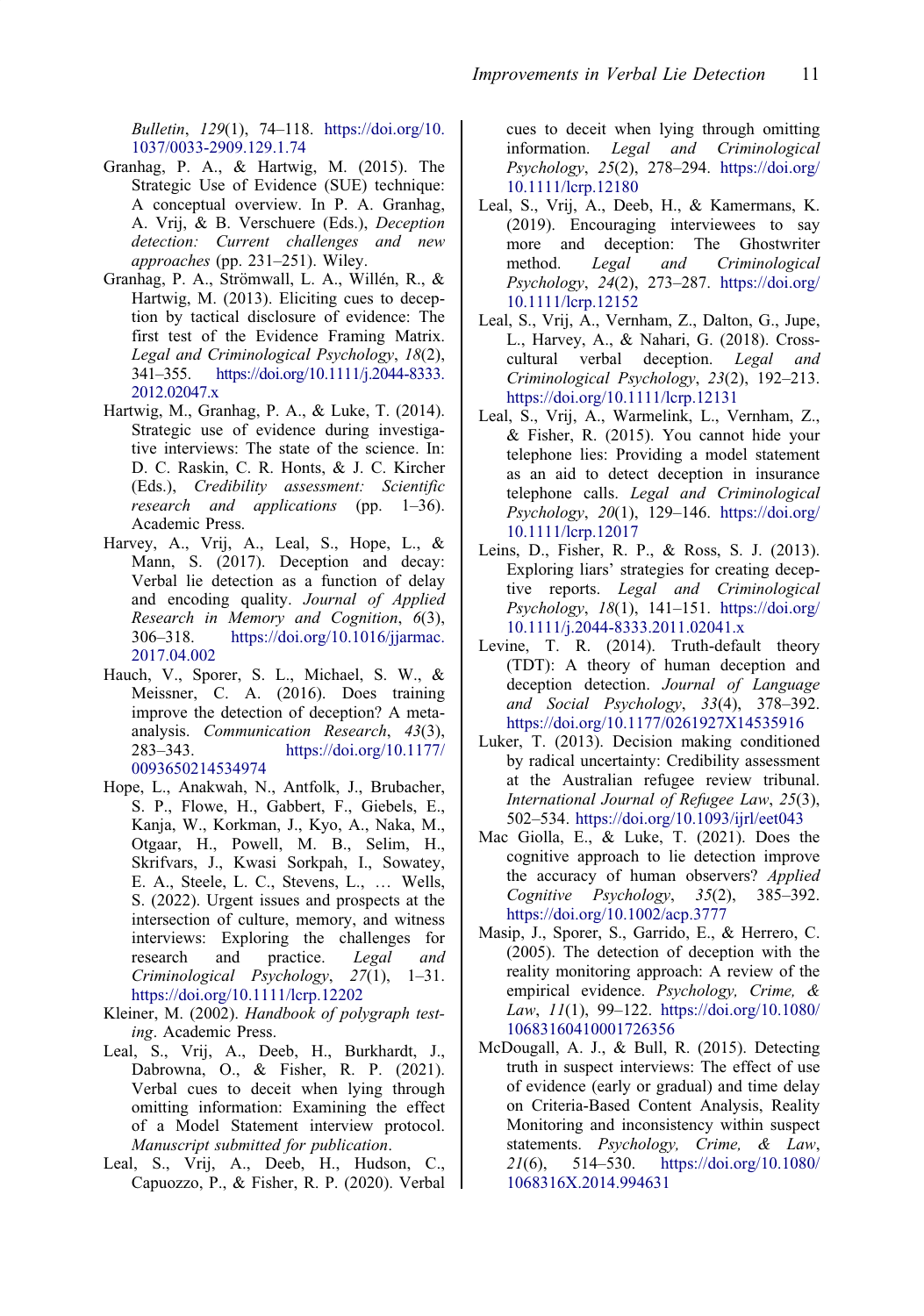*Bulletin*, *129*(1), 74–118. https://doi.org/10.1037/0033-2909.129.1.74

Granhag, P. A., & Hartwig, M. (2015). The Strategic Use of Evidence (SUE) technique: A conceptual overview. In P. A. Granhag, A. Vrij, & B. Verschuere (Eds.), *Deception detection: Current challenges and new approaches* (pp. 231–251). Wiley.

Granhag, P. A., Strömwall, L. A., Willén, R., & Hartwig, M. (2013). Eliciting cues to deception by tactical disclosure of evidence: The first test of the Evidence Framing Matrix. *Legal and Criminological Psychology*, *18*(2), 341–355. https://doi.org/10.1111/j.2044-8333.2012.02047.x

Hartwig, M., Granhag, P. A., & Luke, T. (2014). Strategic use of evidence during investigative interviews: The state of the science. In: D. C. Raskin, C. R. Honts, & J. C. Kircher (Eds.), *Credibility assessment: Scientific research and applications* (pp. 1–36). Academic Press.

Harvey, A., Vrij, A., Leal, S., Hope, L., & Mann, S. (2017). Deception and decay: Verbal lie detection as a function of delay and encoding quality. *Journal of Applied Research in Memory and Cognition*, *6*(3), 306–318. https://doi.org/10.1016/jjarmac.2017.04.002

Hauch, V., Sporer, S. L., Michael, S. W., & Meissner, C. A. (2016). Does training improve the detection of deception? A meta-analysis. *Communication Research*, *43*(3), 283–343. https://doi.org/10.1177/0093650214534974

Hope, L., Anakwah, N., Antfolk, J., Brubacher, S. P., Flowe, H., Gabbert, F., Giebels, E., Kanja, W., Korkman, J., Kyo, A., Naka, M., Otgaar, H., Powell, M. B., Selim, H., Skrifvars, J., Kwasi Sorkpah, I., Sowatey, E. A., Steele, L. C., Stevens, L., … Wells, S. (2022). Urgent issues and prospects at the intersection of culture, memory, and witness interviews: Exploring the challenges for research and practice. *Legal and Criminological Psychology*, *27*(1), 1–31. https://doi.org/10.1111/lcrp.12202

Kleiner, M. (2002). *Handbook of polygraph testing*. Academic Press.

Leal, S., Vrij, A., Deeb, H., Burkhardt, J., Dabrowna, O., & Fisher, R. P. (2021). Verbal cues to deceit when lying through omitting information: Examining the effect of a Model Statement interview protocol. *Manuscript submitted for publication*.

Leal, S., Vrij, A., Deeb, H., Hudson, C., Capuozzo, P., & Fisher, R. P. (2020). Verbal cues to deceit when lying through omitting information. *Legal and Criminological Psychology*, *25*(2), 278–294. https://doi.org/10.1111/lcrp.12180

Leal, S., Vrij, A., Deeb, H., & Kamermans, K. (2019). Encouraging interviewees to say more and deception: The Ghostwriter method. *Legal and Criminological Psychology*, *24*(2), 273–287. https://doi.org/10.1111/lcrp.12152

Leal, S., Vrij, A., Vernham, Z., Dalton, G., Jupe, L., Harvey, A., & Nahari, G. (2018). Cross-cultural verbal deception. *Legal and Criminological Psychology*, *23*(2), 192–213. https://doi.org/10.1111/lcrp.12131

Leal, S., Vrij, A., Warmelink, L., Vernham, Z., & Fisher, R. (2015). You cannot hide your telephone lies: Providing a model statement as an aid to detect deception in insurance telephone calls. *Legal and Criminological Psychology*, *20*(1), 129–146. https://doi.org/10.1111/lcrp.12017

Leins, D., Fisher, R. P., & Ross, S. J. (2013). Exploring liars' strategies for creating deceptive reports. *Legal and Criminological Psychology*, *18*(1), 141–151. https://doi.org/10.1111/j.2044-8333.2011.02041.x

Levine, T. R. (2014). Truth-default theory (TDT): A theory of human deception and deception detection. *Journal of Language and Social Psychology*, *33*(4), 378–392. https://doi.org/10.1177/0261927X14535916

Luker, T. (2013). Decision making conditioned by radical uncertainty: Credibility assessment at the Australian refugee review tribunal. *International Journal of Refugee Law*, *25*(3), 502–534. https://doi.org/10.1093/ijrl/eet043

Mac Giolla, E., & Luke, T. (2021). Does the cognitive approach to lie detection improve the accuracy of human observers? *Applied Cognitive Psychology*, *35*(2), 385–392. https://doi.org/10.1002/acp.3777

Masip, J., Sporer, S., Garrido, E., & Herrero, C. (2005). The detection of deception with the reality monitoring approach: A review of the empirical evidence. *Psychology, Crime, & Law*, *11*(1), 99–122. https://doi.org/10.1080/10683160410001726356

McDougall, A. J., & Bull, R. (2015). Detecting truth in suspect interviews: The effect of use of evidence (early or gradual) and time delay on Criteria-Based Content Analysis, Reality Monitoring and inconsistency within suspect statements. *Psychology, Crime, & Law*, *21*(6), 514–530. https://doi.org/10.1080/1068316X.2014.994631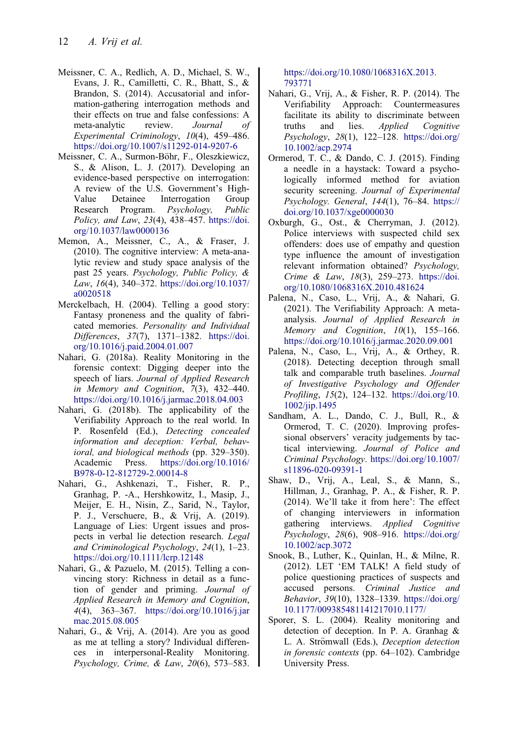Meissner, C. A., Redlich, A. D., Michael, S. W., Evans, J. R., Camilletti, C. R., Bhatt, S., & Brandon, S. (2014). Accusatorial and information-gathering interrogation methods and their effects on true and false confessions: A meta-analytic review. *Journal of Experimental Criminology*, *10*(4), 459–486. https://doi.org/10.1007/s11292-014-9207-6

Meissner, C. A., Surmon-Böhr, F., Oleszkiewicz, S., & Alison, L. J. (2017). Developing an evidence-based perspective on interrogation: A review of the U.S. Government's High-Value Detainee Interrogation Group Research Program. *Psychology, Public Policy, and Law*, *23*(4), 438–457. https://doi.org/10.1037/law0000136

Memon, A., Meissner, C., A., & Fraser, J. (2010). The cognitive interview: A meta-analytic review and study space analysis of the past 25 years. *Psychology, Public Policy, & Law*, *16*(4), 340–372. https://doi.org/10.1037/a0020518

Merckelbach, H. (2004). Telling a good story: Fantasy proneness and the quality of fabricated memories. *Personality and Individual Differences*, *37*(7), 1371–1382. https://doi.org/10.1016/j.paid.2004.01.007

Nahari, G. (2018a). Reality Monitoring in the forensic context: Digging deeper into the speech of liars. *Journal of Applied Research in Memory and Cognition*. https://doi.org/10.1016/j.jarmac.2018.04.003

Nahari, G. (2018b). The applicability of the Verifiability Approach to the real world. In P. Rosenfeld (Ed.), *Detecting concealed information and deception: Verbal, behavioral, and biological methods* (pp. 329–350). Academic Press. https://doi.org/10.1016/B978-0-12-812729-2.00014-8

Nahari, G., Ashkenazi, T., Fisher, R. P., Granhag, P. -A., Hershkowitz, I., Masip, J., Meijer, E. H., Nisin, Z., Sarid, N., Taylor, P. J., Verschuere, B., & Vrij, A. (2019). Language of Lies: Urgent issues and prospects in verbal lie detection research. *Legal and Criminological Psychology*, *24*(1), 1–23. https://doi.org/10.1111/lcrp.12148

Nahari, G., & Pazuelo, M. (2015). Telling a convincing story: Richness in detail as a function of gender and priming. *Journal of Applied Research in Memory and Cognition*, *4*(4), 363–367. https://doi.org/10.1016/j.jarmac.2015.08.005

Nahari, G., & Vrij, A. (2014). Are you as good as me at telling a story? Individual differences in interpersonal-Reality Monitoring. *Psychology, Crime, & Law*, *20*(6), 573–583. https://doi.org/10.1080/1068316X.2013.793771

Nahari, G., Vrij, A., & Fisher, R. P. (2014). The Verifiability Approach: Countermeasures facilitate its ability to discriminate between truths and lies. *Applied Cognitive Psychology*, *28*(1), 122–128. https://doi.org/10.1002/acp.2974

Ormerod, T. C., & Dando, C. J. (2015). Finding a needle in a haystack: Toward a psychologically informed method for aviation security screening. *Journal of Experimental Psychology. General*, *144*(1), 76–84. https://doi.org/10.1037/xge0000030

Oxburgh, G., Ost., & Cherryman, J. (2012). Police interviews with suspected child sex offenders: does use of empathy and question type influence the amount of investigation relevant information obtained? *Psychology, Crime & Law*, *18*(3), 259–273. https://doi.org/10.1080/1068316X.2010.481624

Palena, N., Caso, L., Vrij, A., & Nahari, G. (2021). The Verifiability Approach: A meta-analysis. *Journal of Applied Research in Memory and Cognition*, *10*(1), 155–166. https://doi.org/10.1016/j.jarmac.2020.09.001

Palena, N., Caso, L., Vrij, A., & Orthey, R. (2018). Detecting deception through small talk and comparable truth baselines. *Journal of Investigative Psychology and Offender Profiling*, *15*(2), 124–132. https://doi.org/10.1002/jip.1495

Sandham, A. L., Dando, C. J., Bull, R., & Ormerod, T. C. (2020). Improving professional observers' veracity judgements by tactical interviewing. *Journal of Police and Criminal Psychology*. https://doi.org/10.1007/s11896-020-09391-1

Shaw, D., Vrij, A., Leal, S., & Mann, S., Hillman, J., Granhag, P. A., & Fisher, R. P. (2014). We'll take it from here': The effect of changing interviewers in information gathering interviews. *Applied Cognitive Psychology*, *28*(6), 908–916. https://doi.org/10.1002/acp.3072

Snook, B., Luther, K., Quinlan, H., & Milne, R. (2012). LET 'EM TALK! A field study of police questioning practices of suspects and accused persons. *Criminal Justice and Behavior*, *39*(10), 1328–1339. https://doi.org/10.1177/0093854811141217010.1177/

Sporer, S. L. (2004). Reality monitoring and detection of deception. In P. A. Granhag & L. A. Strömwall (Eds.), *Deception detection in forensic contexts* (pp. 64–102). Cambridge University Press.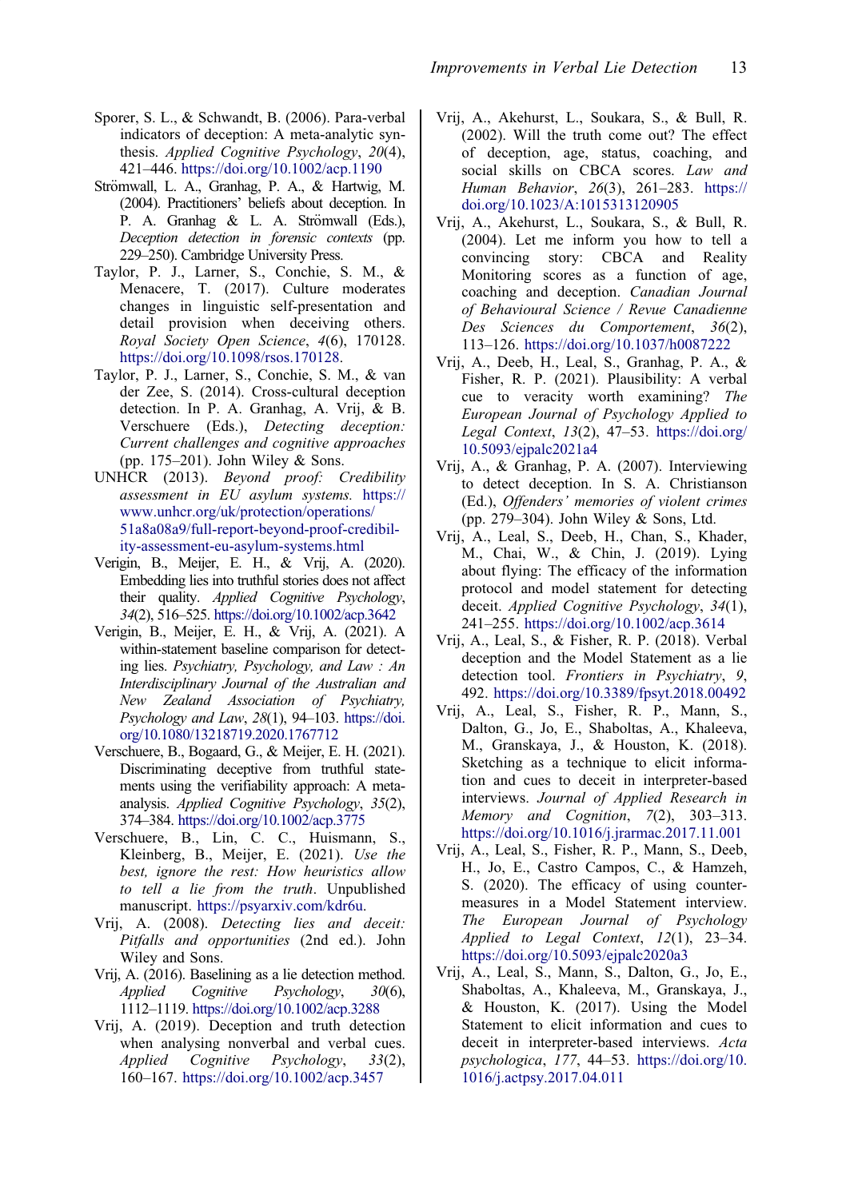Sporer, S. L., & Schwandt, B. (2006). Para-verbal indicators of deception: A meta-analytic synthesis. *Applied Cognitive Psychology*, *20*(4), 421–446. https://doi.org/10.1002/acp.1190

Strömwall, L. A., Granhag, P. A., & Hartwig, M. (2004). Practitioners' beliefs about deception. In P. A. Granhag & L. A. Strömwall (Eds.), *Deception detection in forensic contexts* (pp. 229–250). Cambridge University Press.

Taylor, P. J., Larner, S., Conchie, S. M., & Menacere, T. (2017). Culture moderates changes in linguistic self-presentation and detail provision when deceiving others. *Royal Society Open Science*, *4*(6), 170128. https://doi.org/10.1098/rsos.170128.

Taylor, P. J., Larner, S., Conchie, S. M., & van der Zee, S. (2014). Cross-cultural deception detection. In P. A. Granhag, A. Vrij, & B. Verschuere (Eds.), *Detecting deception: Current challenges and cognitive approaches* (pp. 175–201). John Wiley & Sons.

UNHCR (2013). *Beyond proof: Credibility assessment in EU asylum systems.* https://www.unhcr.org/uk/protection/operations/51a8a08a9/full-report-beyond-proof-credibility-assessment-eu-asylum-systems.html

Verigin, B., Meijer, E. H., & Vrij, A. (2020). Embedding lies into truthful stories does not affect their quality. *Applied Cognitive Psychology*, *34*(2), 516–525. https://doi.org/10.1002/acp.3642

Verigin, B., Meijer, E. H., & Vrij, A. (2021). A within-statement baseline comparison for detecting lies. *Psychiatry, Psychology, and Law : An Interdisciplinary Journal of the Australian and New Zealand Association of Psychiatry, Psychology and Law*, *28*(1), 94–103. https://doi.org/10.1080/13218719.2020.1767712

Verschuere, B., Bogaard, G., & Meijer, E. H. (2021). Discriminating deceptive from truthful statements using the verifiability approach: A meta-analysis. *Applied Cognitive Psychology*, *35*(2), 374–384. https://doi.org/10.1002/acp.3775

Verschuere, B., Lin, C. C., Huismann, S., Kleinberg, B., Meijer, E. (2021). *Use the best, ignore the rest: How heuristics allow to tell a lie from the truth*. Unpublished manuscript. https://psyarxiv.com/kdr6u.

Vrij, A. (2008). *Detecting lies and deceit: Pitfalls and opportunities* (2nd ed.). John Wiley and Sons.

Vrij, A. (2016). Baselining as a lie detection method. *Applied Cognitive Psychology*, *30*(6), 1112–1119. https://doi.org/10.1002/acp.3288

Vrij, A. (2019). Deception and truth detection when analysing nonverbal and verbal cues. *Applied Cognitive Psychology*, *33*(2), 160–167. https://doi.org/10.1002/acp.3457

Vrij, A., Akehurst, L., Soukara, S., & Bull, R. (2002). Will the truth come out? The effect of deception, age, status, coaching, and social skills on CBCA scores. *Law and Human Behavior*, *26*(3), 261–283. https://doi.org/10.1023/A:1015313120905

Vrij, A., Akehurst, L., Soukara, S., & Bull, R. (2004). Let me inform you how to tell a convincing story: CBCA and Reality Monitoring scores as a function of age, coaching and deception. *Canadian Journal of Behavioural Science / Revue Canadienne Des Sciences du Comportement*, *36*(2), 113–126. https://doi.org/10.1037/h0087222

Vrij, A., Deeb, H., Leal, S., Granhag, P. A., & Fisher, R. P. (2021). Plausibility: A verbal cue to veracity worth examining? *The European Journal of Psychology Applied to Legal Context*, *13*(2), 47–53. https://doi.org/10.5093/ejpalc2021a4

Vrij, A., & Granhag, P. A. (2007). Interviewing to detect deception. In S. A. Christianson (Ed.), *Offenders' memories of violent crimes* (pp. 279–304). John Wiley & Sons, Ltd.

Vrij, A., Leal, S., Deeb, H., Chan, S., Khader, M., Chai, W., & Chin, J. (2019). Lying about flying: The efficacy of the information protocol and model statement for detecting deceit. *Applied Cognitive Psychology*, *34*(1), 241–255. https://doi.org/10.1002/acp.3614

Vrij, A., Leal, S., & Fisher, R. P. (2018). Verbal deception and the Model Statement as a lie detection tool. *Frontiers in Psychiatry*, *9*, 492. https://doi.org/10.3389/fpsyt.2018.00492

Vrij, A., Leal, S., Fisher, R. P., Mann, S., Dalton, G., Jo, E., Shaboltas, A., Khaleeva, M., Granskaya, J., & Houston, K. (2018). Sketching as a technique to elicit information and cues to deceit in interpreter-based interviews. *Journal of Applied Research in Memory and Cognition*, *7*(2), 303–313. https://doi.org/10.1016/j.jarmac.2017.11.001

Vrij, A., Leal, S., Fisher, R. P., Mann, S., Deeb, H., Jo, E., Castro Campos, C., & Hamzeh, S. (2020). The efficacy of using countermeasures in a Model Statement interview. *The European Journal of Psychology Applied to Legal Context*, *12*(1), 23–34. https://doi.org/10.5093/ejpalc2020a3

Vrij, A., Leal, S., Mann, S., Dalton, G., Jo, E., Shaboltas, A., Khaleeva, M., Granskaya, J., & Houston, K. (2017). Using the Model Statement to elicit information and cues to deceit in interpreter-based interviews. *Acta psychologica*, *177*, 44–53. https://doi.org/10.1016/j.actpsy.2017.04.011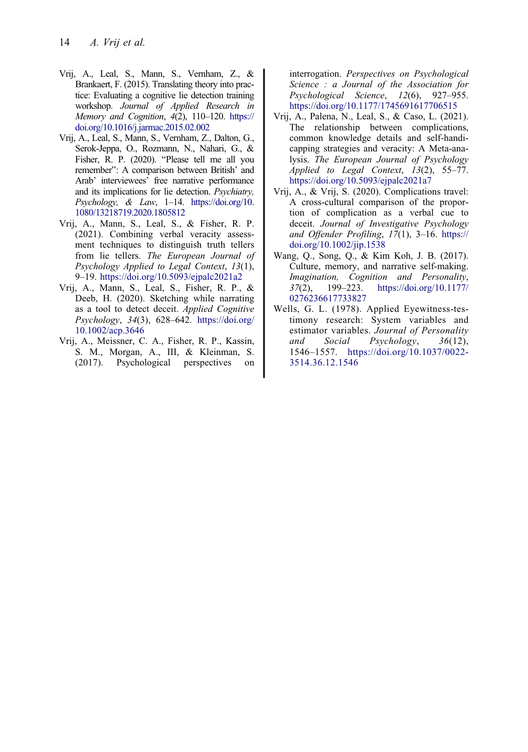Vrij, A., Leal, S., Mann, S., Vernham, Z., & Brankaert, F. (2015). Translating theory into practice: Evaluating a cognitive lie detection training workshop. *Journal of Applied Research in Memory and Cognition*, *4*(2), 110–120. https://doi.org/10.1016/j.jarmac.2015.02.002

Vrij, A., Leal, S., Mann, S., Vernham, Z., Dalton, G., Serok-Jeppa, O., Rozmann, N., Nahari, G., & Fisher, R. P. (2020). "Please tell me all you remember": A comparison between British' and Arab' interviewees' free narrative performance and its implications for lie detection. *Psychiatry, Psychology, & Law*, 1–14. https://doi.org/10.1080/13218719.2020.1805812

Vrij, A., Mann, S., Leal, S., & Fisher, R. P. (2021). Combining verbal veracity assessment techniques to distinguish truth tellers from lie tellers. *The European Journal of Psychology Applied to Legal Context*, *13*(1), 9–19. https://doi.org/10.5093/ejpalc2021a2

Vrij, A., Mann, S., Leal, S., Fisher, R. P., & Deeb, H. (2020). Sketching while narrating as a tool to detect deceit. *Applied Cognitive Psychology*, *34*(3), 628–642. https://doi.org/10.1002/acp.3646

Vrij, A., Meissner, C. A., Fisher, R. P., Kassin, S. M., Morgan, A., III, & Kleinman, S. (2017). Psychological perspectives on interrogation. *Perspectives on Psychological Science : a Journal of the Association for Psychological Science*, *12*(6), 927–955. https://doi.org/10.1177/1745691617706515

Vrij, A., Palena, N., Leal, S., & Caso, L. (2021). The relationship between complications, common knowledge details and self-handicapping strategies and veracity: A Meta-analysis. *The European Journal of Psychology Applied to Legal Context*, *13*(2), 55–77. https://doi.org/10.5093/ejpalc2021a7

Vrij, A., & Vrij, S. (2020). Complications travel: A cross-cultural comparison of the proportion of complication as a verbal cue to deceit. *Journal of Investigative Psychology and Offender Profiling*, *17*(1), 3–16. https://doi.org/10.1002/jip.1538

Wang, Q., Song, Q., & Kim Koh, J. B. (2017). Culture, memory, and narrative self-making. *Imagination, Cognition and Personality*, *37*(2), 199–223. https://doi.org/10.1177/0276236617733827

Wells, G. L. (1978). Applied Eyewitness-testimony research: System variables and estimator variables. *Journal of Personality and Social Psychology*, *36*(12), 1546–1557. https://doi.org/10.1037/0022-3514.36.12.1546